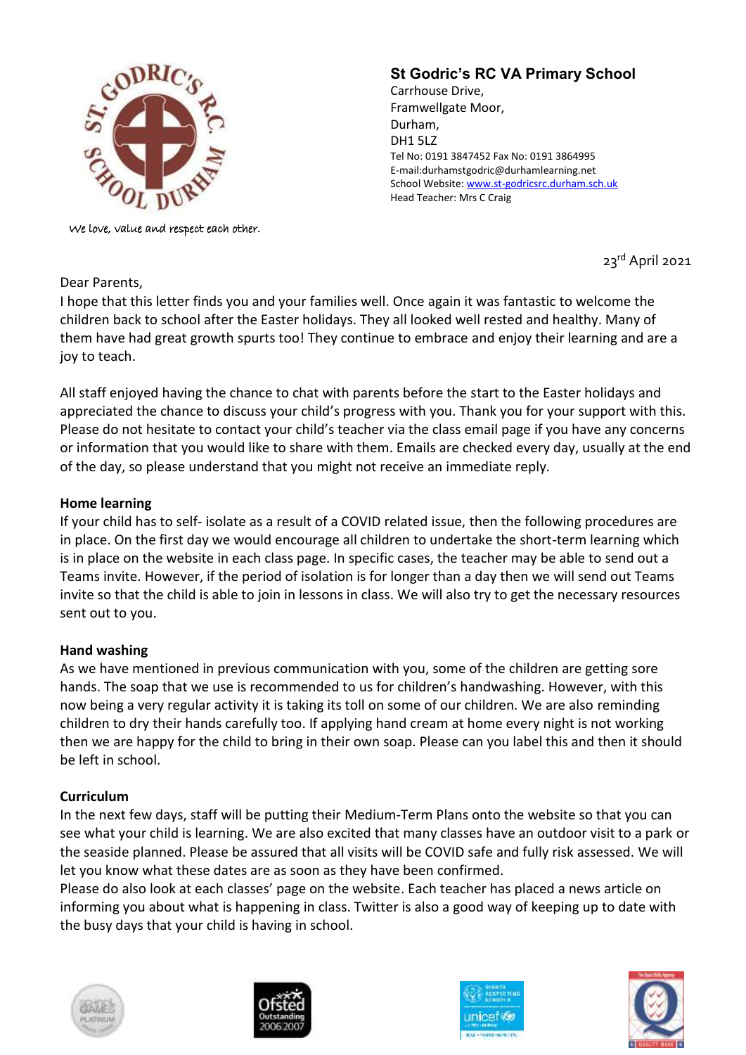We love, value and respect each other.

**St Godric's RC VA Primary School**
Carrhouse Drive,
Framwellgate Moor,
Durham,
DH1 5LZ
Tel No: 0191 3847452 Fax No: 0191 3864995
E-mail:durhamstgodric@durhamlearning.net
School Website: www.st-godricsrc.durham.sch.uk
Head Teacher: Mrs C Craig

23rd April 2021

Dear Parents,

I hope that this letter finds you and your families well. Once again it was fantastic to welcome the children back to school after the Easter holidays. They all looked well rested and healthy. Many of them have had great growth spurts too! They continue to embrace and enjoy their learning and are a joy to teach.

All staff enjoyed having the chance to chat with parents before the start to the Easter holidays and appreciated the chance to discuss your child's progress with you. Thank you for your support with this. Please do not hesitate to contact your child's teacher via the class email page if you have any concerns or information that you would like to share with them. Emails are checked every day, usually at the end of the day, so please understand that you might not receive an immediate reply.

**Home learning**

If your child has to self- isolate as a result of a COVID related issue, then the following procedures are in place. On the first day we would encourage all children to undertake the short-term learning which is in place on the website in each class page. In specific cases, the teacher may be able to send out a Teams invite. However, if the period of isolation is for longer than a day then we will send out Teams invite so that the child is able to join in lessons in class. We will also try to get the necessary resources sent out to you.

**Hand washing**

As we have mentioned in previous communication with you, some of the children are getting sore hands. The soap that we use is recommended to us for children's handwashing. However, with this now being a very regular activity it is taking its toll on some of our children. We are also reminding children to dry their hands carefully too. If applying hand cream at home every night is not working then we are happy for the child to bring in their own soap. Please can you label this and then it should be left in school.

**Curriculum**

In the next few days, staff will be putting their Medium-Term Plans onto the website so that you can see what your child is learning. We are also excited that many classes have an outdoor visit to a park or the seaside planned. Please be assured that all visits will be COVID safe and fully risk assessed. We will let you know what these dates are as soon as they have been confirmed.

Please do also look at each classes' page on the website. Each teacher has placed a news article on informing you about what is happening in class. Twitter is also a good way of keeping up to date with the busy days that your child is having in school.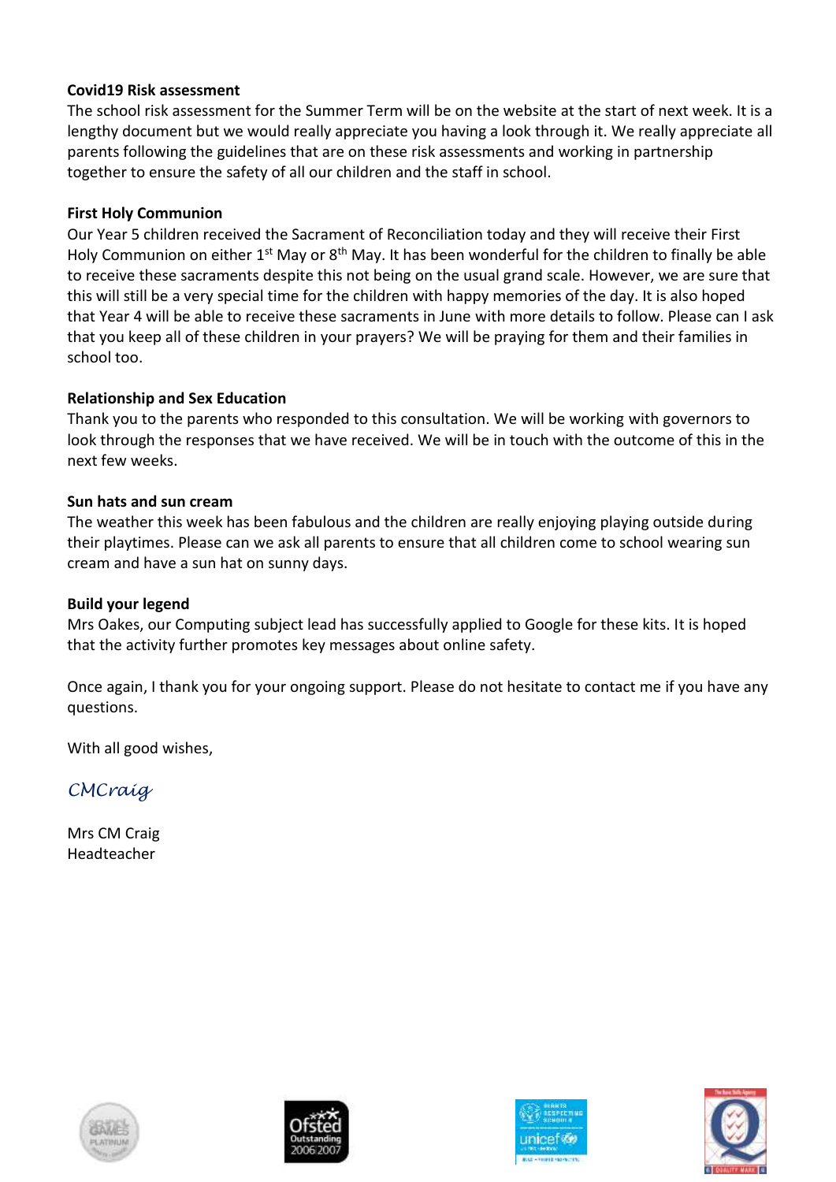**Covid19 Risk assessment**

The school risk assessment for the Summer Term will be on the website at the start of next week. It is a lengthy document but we would really appreciate you having a look through it. We really appreciate all parents following the guidelines that are on these risk assessments and working in partnership together to ensure the safety of all our children and the staff in school.

**First Holy Communion**

Our Year 5 children received the Sacrament of Reconciliation today and they will receive their First Holy Communion on either 1st May or 8th May. It has been wonderful for the children to finally be able to receive these sacraments despite this not being on the usual grand scale. However, we are sure that this will still be a very special time for the children with happy memories of the day. It is also hoped that Year 4 will be able to receive these sacraments in June with more details to follow. Please can I ask that you keep all of these children in your prayers? We will be praying for them and their families in school too.

**Relationship and Sex Education**

Thank you to the parents who responded to this consultation. We will be working with governors to look through the responses that we have received. We will be in touch with the outcome of this in the next few weeks.

**Sun hats and sun cream**

The weather this week has been fabulous and the children are really enjoying playing outside during their playtimes. Please can we ask all parents to ensure that all children come to school wearing sun cream and have a sun hat on sunny days.

**Build your legend**

Mrs Oakes, our Computing subject lead has successfully applied to Google for these kits. It is hoped that the activity further promotes key messages about online safety.

Once again, I thank you for your ongoing support. Please do not hesitate to contact me if you have any questions.

With all good wishes,

*CMCraig*

Mrs CM Craig
Headteacher